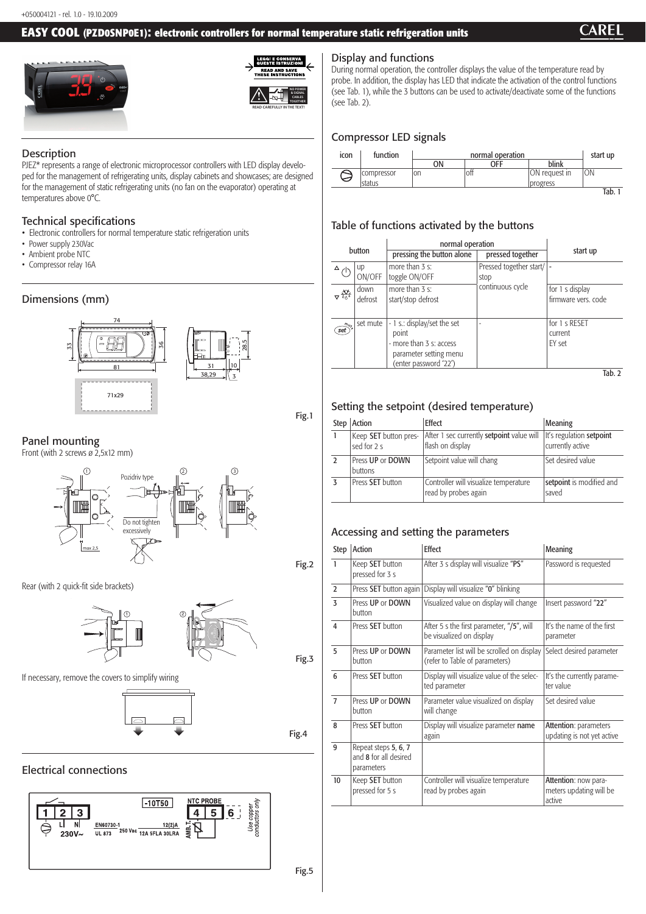+050004121 - rel. 1.0 - 19.10.2009

# EASY COOL (PZD0SNP0E1): electronic controllers for normal temperature static refrigeration units

## Description

PJEZ* represents a range of electronic microprocessor controllers with LED display developed for the management of refrigerating units, display cabinets and showcases; are designed for the management of static refrigerating units (no fan on the evaporator) operating at temperatures above 0°C.

## Technical specifications

- Electronic controllers for normal temperature static refrigeration units
- Power supply 230Vac
- Ambient probe NTC
- Compressor relay 16A

## Dimensions (mm)

Fig.1

## Panel mounting

Front (with 2 screws ø 2,5x12 mm)

Fig.2

Rear (with 2 quick-fit side brackets)

Fig.3

If necessary, remove the covers to simplify wiring

Fig.4

## Electrical connections

Fig.5

## Display and functions

During normal operation, the controller displays the value of the temperature read by probe. In addition, the display has LED that indicate the activation of the control functions (see Tab. 1), while the 3 buttons can be used to activate/deactivate some of the functions (see Tab. 2).

## Compressor LED signals

| icon | function | normal operation | | | start up |
|---|---|---|---|---|---|
| | | ON | OFF | blink | |
| | compressor status | on | off | ON request in progress | ON |

Tab. 1

## Table of functions activated by the buttons

| button | | normal operation | | start up |
|---|---|---|---|---|
| | | pressing the button alone | pressed together | |
| | up ON/OFF | more than 3 s: toggle ON/OFF | Pressed together start/stop continuous cycle | - |
| | down defrost | more than 3 s: start/stop defrost | | for 1 s display firmware vers. code |
| | set mute | - 1 s.: display/set the set point<br>- more than 3 s: access parameter setting menu (enter password '22') | - | for 1 s RESET current EY set |

Tab. 2

## Setting the setpoint (desired temperature)

| Step | Action | Effect | Meaning |
|---|---|---|---|
| 1 | Keep **SET** button pressed for 2 s | After 1 sec currently **setpoint** value will flash on display | It's regulation **setpoint** currently active |
| 2 | Press **UP** or **DOWN** buttons | Setpoint value will chang | Set desired value |
| 3 | Press **SET** button | Controller will visualize temperature read by probes again | **setpoint** is modified and saved |

## Accessing and setting the parameters

| Step | Action | Effect | Meaning |
|---|---|---|---|
| 1 | Keep **SET** button pressed for 3 s | After 3 s display will visualize **"PS"** | Password is requested |
| 2 | Press **SET** button again | Display will visualize **"0"** blinking | |
| 3 | Press **UP** or **DOWN** button | Visualized value on display will change | Insert password **"22"** |
| 4 | Press **SET** button | After 5 s the first parameter, "/5", will be visualized on display | It's the name of the first parameter |
| 5 | Press **UP** or **DOWN** button | Parameter list will be scrolled on display (refer to Table of parameters) | Select desired parameter |
| 6 | Press **SET** button | Display will visualize value of the selected parameter | It's the currently parameter value |
| 7 | Press **UP** or **DOWN** button | Parameter value visualized on display will change | Set desired value |
| 8 | Press **SET** button | Display will visualize parameter **name** again | **Attention**: parameters updating is not yet active |
| 9 | Repeat steps **5**, **6**, **7** and **8** for all desired parameters | | |
| 10 | Keep **SET** button pressed for 5 s | Controller will visualize temperature read by probes again | **Attention**: now parameters updating will be active |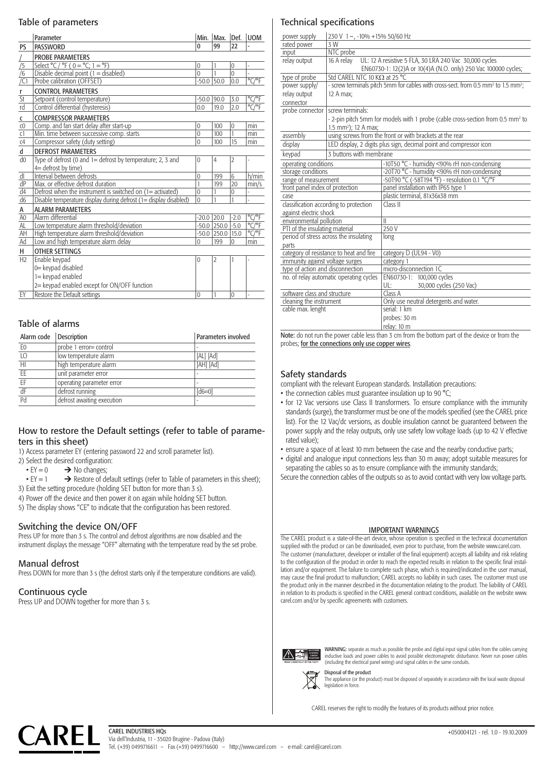## Table of parameters

| | Parameter | Min. | Max. | Def. | UOM |
|---|---|---|---|---|---|
| PS | PASSWORD | 0 | 99 | 22 | - |
| / | PROBE PARAMETERS | | | | |
| /5 | Select °C / °F ( 0 = °C; 1 = °F) | 0 | 1 | 0 | - |
| /6 | Disable decimal point (1 = disabled) | 0 | 1 | 0 | - |
| /C1 | Probe calibration (OFFSET) | -50.0 | 50.0 | 0.0 | °C/°F |
| r | CONTROL PARAMETERS | | | | |
| St | Setpoint (control temperature) | -50.0 | 90.0 | 3.0 | °C/°F |
| rd | Control differential (hysteresis) | 0.0 | 19.0 | 2.0 | °C/°F |
| c | COMPRESSOR PARAMETERS | | | | |
| c0 | Comp. and fan start delay after start-up | 0 | 100 | 0 | min |
| c1 | Min. time between successive comp. starts | 0 | 100 | 1 | min |
| c4 | Compressor safety (duty setting) | 0 | 100 | 15 | min |
| d | DEFROST PARAMETERS | | | | |
| d0 | Type of defrost (0 and 1= defrost by temperature; 2, 3 and 4= defrost by time) | 0 | 4 | 2 | - |
| dI | Interval between defrosts | 0 | 199 | 6 | h/min |
| dP | Max. or effective defrost duration | 1 | 199 | 20 | min/s |
| d4 | Defrost when the instrument is switched on (1= activated) | 0 | 1 | 0 | - |
| d6 | Disable temperature display during defrost (1= display disabled) | 0 | 1 | 1 | - |
| A | ALARM PARAMETERS | | | | |
| A0 | Alarm differential | -20.0 | 20.0 | -2.0 | °C/°F |
| AL | Low temperature alarm threshold/deviation | -50.0 | 250.0 | -5.0 | °C/°F |
| AH | High temperature alarm threshold/deviation | -50.0 | 250.0 | 15.0 | °C/°F |
| Ad | Low and high temperature alarm delay | 0 | 199 | 0 | min |
| H | OTHER SETTINGS | | | | |
| H2 | Enable keypad<br>0= keypad disabled<br>1= keypad enabled<br>2= keypad enabled except for ON/OFF function | 0 | 2 | 1 | - |
| EY | Restore the Default settings | 0 | 1 | 0 | - |

## Table of alarms

| Alarm code | Description | Parameters involved |
|---|---|---|
| E0 | probe 1 error= control | - |
| LO | low temperature alarm | [AL] [Ad] |
| HI | high temperature alarm | [AH] [Ad] |
| EE | unit parameter error | - |
| EF | operating parameter error | - |
| dF | defrost running | [d6=0] |
| Pd | defrost awaiting execution | - |

## How to restore the Default settings (refer to table of parameters in this sheet)

1) Access parameter EY (entering password 22 and scroll parameter list).
2) Select the desired configuration:
   - EY = 0 → No changes;
   - EY = 1 → Restore of default settings (refer to Table of parameters in this sheet);
3) Exit the setting procedure (holding SET button for more than 3 s).
4) Power off the device and then power it on again while holding SET button.
5) The display shows "CE" to indicate that the configuration has been restored.

## Switching the device ON/OFF

Press UP for more than 3 s. The control and defrost algorithms are now disabled and the instrument displays the message "OFF" alternating with the temperature read by the set probe.

## Manual defrost

Press DOWN for more than 3 s (the defrost starts only if the temperature conditions are valid).

## Continuous cycle

Press UP and DOWN together for more than 3 s.

## Technical specifications

| | |
|---|---|
| power supply | 230 V 1~, -10% +15% 50/60 Hz |
| rated power | 3 W |
| input | NTC probe |
| relay output | 16 A relay UL: 12 A resistive 5 FLA, 30 LRA 240 Vac 30,000 cycles<br>EN60730-1: 12(2)A or 10(4)A (N.O. only) 250 Vac 100000 cycles; |
| type of probe | Std CAREL NTC 10 KΩ at 25 °C |
| power supply/ relay output connector | - screw terminals pitch 5mm for cables with cross-sect. from 0.5 mm² to 1.5 mm²; 12 A max; |
| probe connector | screw terminals:<br>- 2-pin pitch 5mm for models with 1 probe (cable cross-section from 0.5 mm² to 1.5 mm²); 12 A max; |
| assembly | using screws from the front or with brackets at the rear |
| display | LED display, 2 digits plus sign, decimal point and compressor icon |
| keypad | 3 buttons with membrane |
| operating conditions | -10T50 °C - humidity <90% rH non-condensing |
| storage conditions | -20T70 °C - humidity <90% rH non-condensing |
| range of measurement | -50T90 °C (-58T194 °F) - resolution 0.1 °C/°F |
| front panel index of protection | panel installation with IP65 type 1 |
| case | plastic terminal, 81x36x38 mm |
| classification according to protection against electric shock | Class II |
| environmental pollution | II |
| PTI of the insulating material | 250 V |
| period of stress across the insulating parts | long |
| category of resistance to heat and fire | category D (UL94 - V0) |
| immunity against voltage surges | category 1 |
| type of action and disconnection | micro-disconnection 1C |
| no. of relay automatic operating cycles | EN60730-1: 100,000 cycles<br>UL: 30,000 cycles (250 Vac) |
| software class and structure | Class A |
| cleaning the instrument | Only use neutral detergents and water. |
| cable max. lenght | serial: 1 km<br>probes: 30 m<br>relay: 10 m |

**Note:** do not run the power cable less than 3 cm from the bottom part of the device or from the probes; for the connections only use copper wires.

## Safety standards

compliant with the relevant European standards. Installation precautions:

- the connection cables must guarantee insulation up to 90 °C;
- for 12 Vac versions use Class II transformers. To ensure compliance with the immunity standards (surge), the transformer must be one of the models specified (see the CAREL price list). For the 12 Vac/dc versions, as double insulation cannot be guaranteed between the power supply and the relay outputs, only use safety low voltage loads (up to 42 V effective rated value);
- ensure a space of at least 10 mm between the case and the nearby conductive parts;
- digital and analogue input connections less than 30 m away; adopt suitable measures for separating the cables so as to ensure compliance with the immunity standards;

Secure the connection cables of the outputs so as to avoid contact with very low voltage parts.

### IMPORTANT WARNINGS

The CAREL product is a state-of-the-art device, whose operation is specified in the technical documentation supplied with the product or can be downloaded, even prior to purchase, from the website www.carel.com. The customer (manufacturer, developer or installer of the final equipment) accepts all liability and risk relating to the configuration of the product in order to reach the expected results in relation to the specific final installation and/or equipment. The failure to complete such phase, which is required/indicated in the user manual, may cause the final product to malfunction; CAREL accepts no liability in such cases. The customer must use the product only in the manner described in the documentation relating to the product. The liability of CAREL in relation to its products is specified in the CAREL general contract conditions, available on the website www.carel.com and/or by specific agreements with customers.

**WARNING:** separate as much as possible the probe and digital input signal cables from the cables carrying inductive loads and power cables to avoid possible electromagnetic disturbance. Never run power cables (including the electrical panel wiring) and signal cables in the same conduits.

**Disposal of the product**
The appliance (or the product) must be disposed of separately in accordance with the local waste disposal legislation in force.

CAREL reserves the right to modify the features of its products without prior notice.

CAREL INDUSTRIES HQs
Via dell'Industria, 11 - 35020 Brugine - Padova (Italy)
Tel. (+39) 0499716611 – Fax (+39) 0499716600 – http://www.carel.com – e-mail: carel@carel.com

+050004121 - rel. 1.0 - 19.10.2009